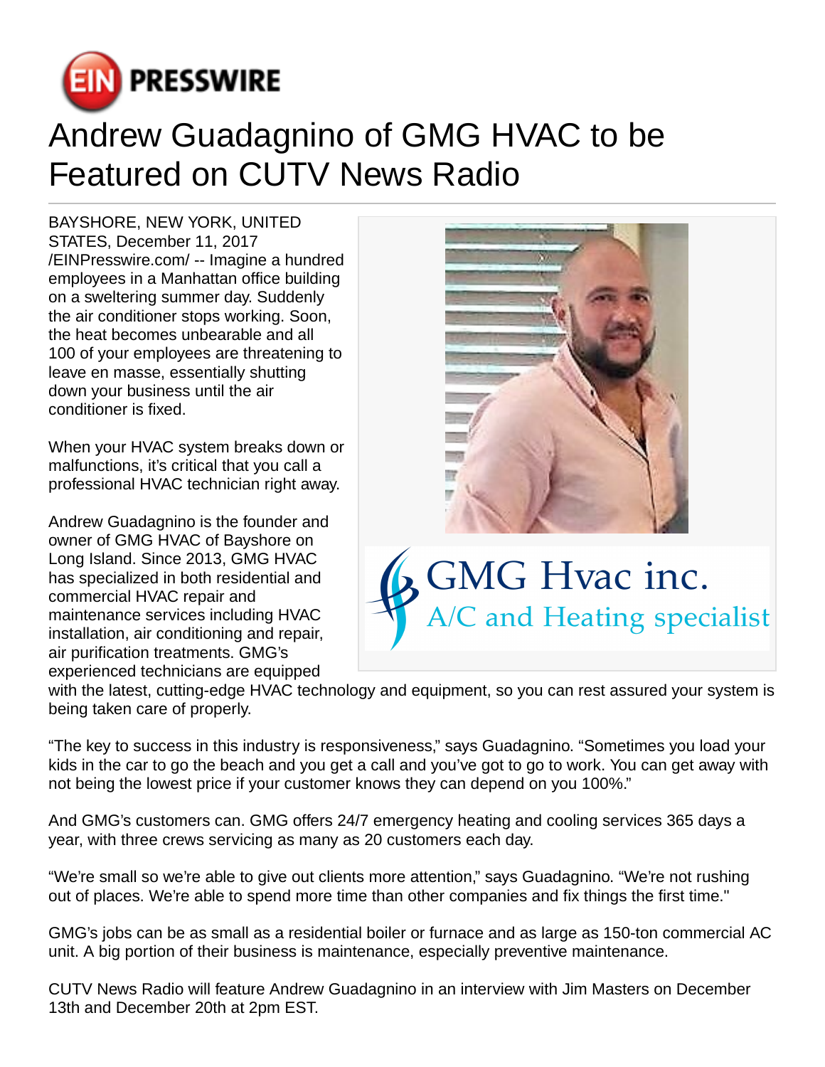# Andrew Guadagnino of GMG HVAC to be Featured on CUTV News Radio

BAYSHORE, NEW YORK, UNITED STATES, December 11, 2017 /EINPresswire.com/ -- Imagine a hundred employees in a Manhattan office building on a sweltering summer day. Suddenly the air conditioner stops working. Soon, the heat becomes unbearable and all 100 of your employees are threatening to leave en masse, essentially shutting down your business until the air conditioner is fixed.

When your HVAC system breaks down or malfunctions, it's critical that you call a professional HVAC technician right away.

Andrew Guadagnino is the founder and owner of GMG HVAC of Bayshore on Long Island. Since 2013, GMG HVAC has specialized in both residential and commercial HVAC repair and maintenance services including HVAC installation, air conditioning and repair, air purification treatments. GMG's experienced technicians are equipped with the latest, cutting-edge HVAC technology and equipment, so you can rest assured your system is being taken care of properly.

"The key to success in this industry is responsiveness," says Guadagnino. "Sometimes you load your kids in the car to go the beach and you get a call and you've got to go to work. You can get away with not being the lowest price if your customer knows they can depend on you 100%."

And GMG's customers can. GMG offers 24/7 emergency heating and cooling services 365 days a year, with three crews servicing as many as 20 customers each day.

"We're small so we're able to give out clients more attention," says Guadagnino. "We're not rushing out of places. We're able to spend more time than other companies and fix things the first time."

GMG's jobs can be as small as a residential boiler or furnace and as large as 150-ton commercial AC unit. A big portion of their business is maintenance, especially preventive maintenance.

CUTV News Radio will feature Andrew Guadagnino in an interview with Jim Masters on December 13th and December 20th at 2pm EST.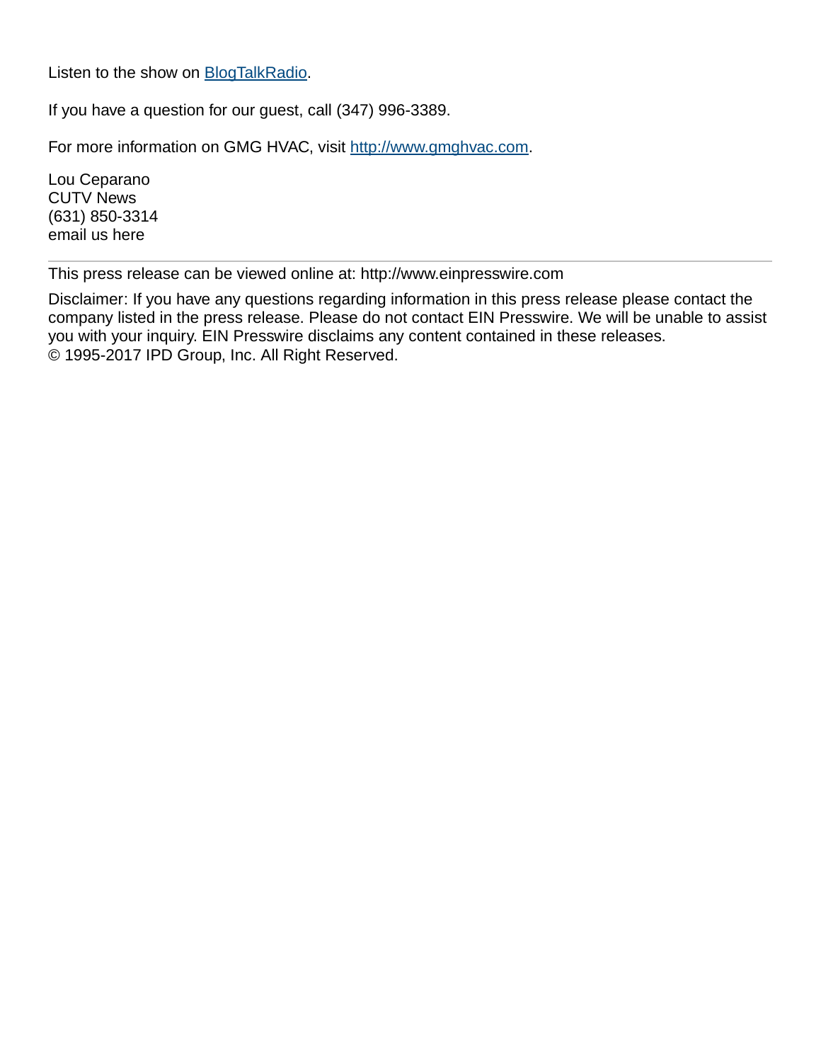Listen to the show on BlogTalkRadio.

If you have a question for our guest, call (347) 996-3389.

For more information on GMG HVAC, visit http://www.gmghvac.com.

Lou Ceparano
CUTV News
(631) 850-3314
email us here

---

This press release can be viewed online at: http://www.einpresswire.com

Disclaimer: If you have any questions regarding information in this press release please contact the company listed in the press release. Please do not contact EIN Presswire. We will be unable to assist you with your inquiry. EIN Presswire disclaims any content contained in these releases.
© 1995-2017 IPD Group, Inc. All Right Reserved.